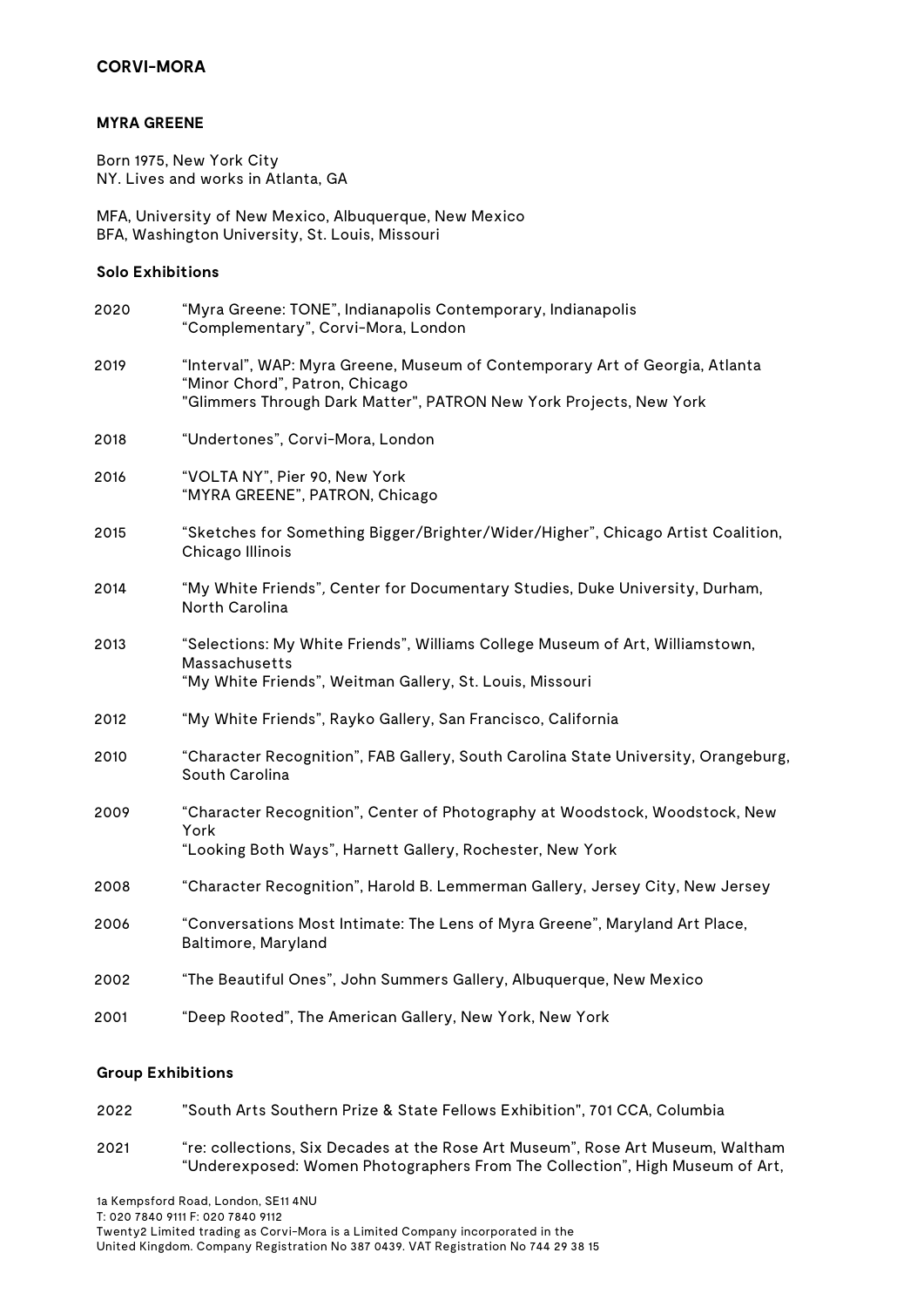**CORVI-MORA**

## MYRA GREENE

Born 1975, New York City
NY. Lives and works in Atlanta, GA

MFA, University of New Mexico, Albuquerque, New Mexico
BFA, Washington University, St. Louis, Missouri

### Solo Exhibitions

2020 "Myra Greene: TONE", Indianapolis Contemporary, Indianapolis
"Complementary", Corvi-Mora, London

2019 "Interval", WAP: Myra Greene, Museum of Contemporary Art of Georgia, Atlanta
"Minor Chord", Patron, Chicago
"Glimmers Through Dark Matter", PATRON New York Projects, New York

2018 "Undertones", Corvi-Mora, London

2016 "VOLTA NY", Pier 90, New York
"MYRA GREENE", PATRON, Chicago

2015 "Sketches for Something Bigger/Brighter/Wider/Higher", Chicago Artist Coalition, Chicago Illinois

2014 "My White Friends", Center for Documentary Studies, Duke University, Durham, North Carolina

2013 "Selections: My White Friends", Williams College Museum of Art, Williamstown, Massachusetts
"My White Friends", Weitman Gallery, St. Louis, Missouri

2012 "My White Friends", Rayko Gallery, San Francisco, California

2010 "Character Recognition", FAB Gallery, South Carolina State University, Orangeburg, South Carolina

2009 "Character Recognition", Center of Photography at Woodstock, Woodstock, New York
"Looking Both Ways", Harnett Gallery, Rochester, New York

2008 "Character Recognition", Harold B. Lemmerman Gallery, Jersey City, New Jersey

2006 "Conversations Most Intimate: The Lens of Myra Greene", Maryland Art Place, Baltimore, Maryland

2002 "The Beautiful Ones", John Summers Gallery, Albuquerque, New Mexico

2001 "Deep Rooted", The American Gallery, New York, New York

### Group Exhibitions

2022 "South Arts Southern Prize & State Fellows Exhibition", 701 CCA, Columbia

2021 "re: collections, Six Decades at the Rose Art Museum", Rose Art Museum, Waltham
"Underexposed: Women Photographers From The Collection", High Museum of Art,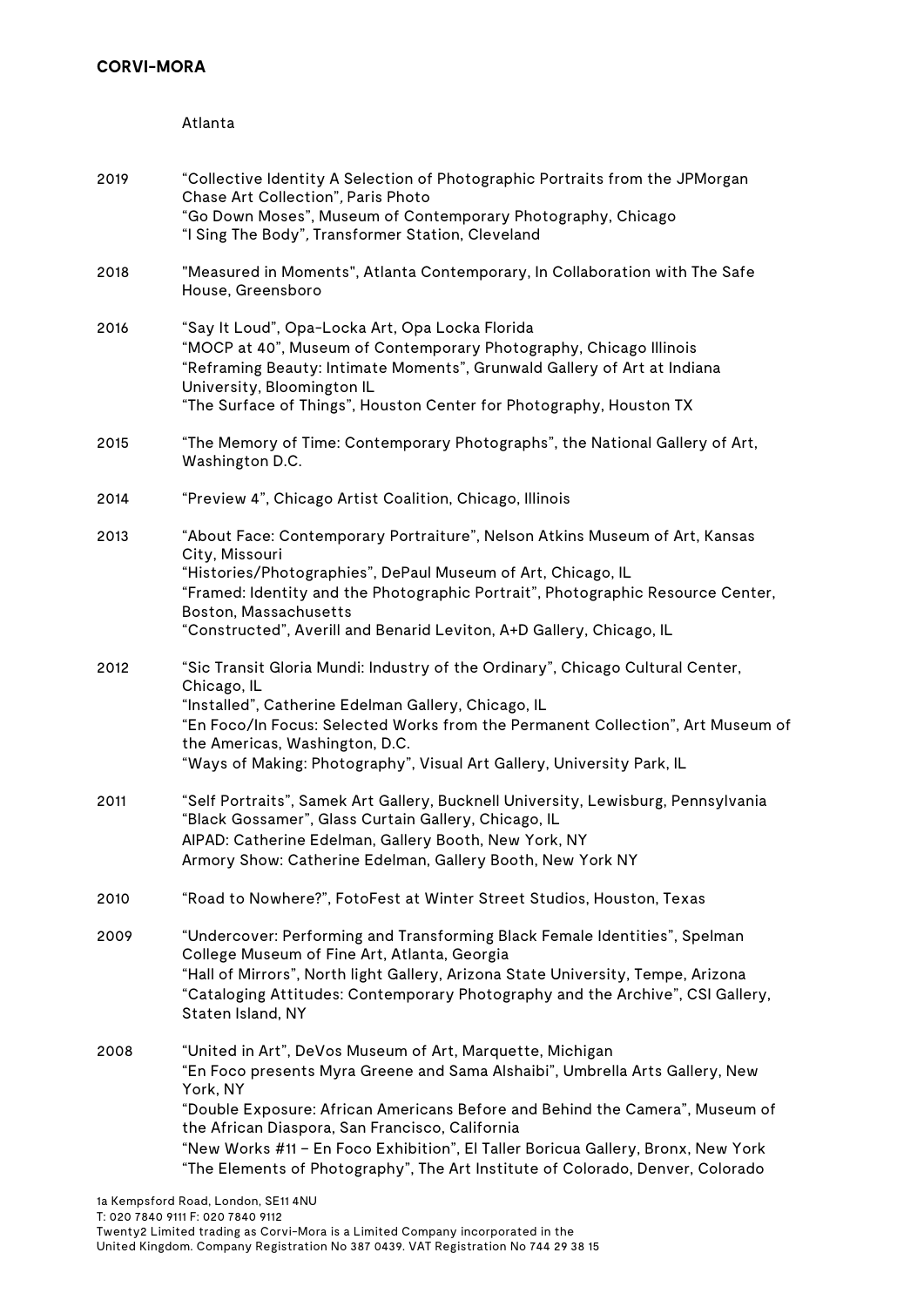Atlanta

2019 "Collective Identity A Selection of Photographic Portraits from the JPMorgan Chase Art Collection", Paris Photo
"Go Down Moses", Museum of Contemporary Photography, Chicago
"I Sing The Body", Transformer Station, Cleveland

2018 "Measured in Moments", Atlanta Contemporary, In Collaboration with The Safe House, Greensboro

2016 "Say It Loud", Opa-Locka Art, Opa Locka Florida
"MOCP at 40", Museum of Contemporary Photography, Chicago Illinois
"Reframing Beauty: Intimate Moments", Grunwald Gallery of Art at Indiana University, Bloomington IL
"The Surface of Things", Houston Center for Photography, Houston TX

2015 "The Memory of Time: Contemporary Photographs", the National Gallery of Art, Washington D.C.

2014 "Preview 4", Chicago Artist Coalition, Chicago, Illinois

2013 "About Face: Contemporary Portraiture", Nelson Atkins Museum of Art, Kansas City, Missouri
"Histories/Photographies", DePaul Museum of Art, Chicago, IL
"Framed: Identity and the Photographic Portrait", Photographic Resource Center, Boston, Massachusetts
"Constructed", Averill and Benarid Leviton, A+D Gallery, Chicago, IL

2012 "Sic Transit Gloria Mundi: Industry of the Ordinary", Chicago Cultural Center, Chicago, IL
"Installed", Catherine Edelman Gallery, Chicago, IL
"En Foco/In Focus: Selected Works from the Permanent Collection", Art Museum of the Americas, Washington, D.C.
"Ways of Making: Photography", Visual Art Gallery, University Park, IL

2011 "Self Portraits", Samek Art Gallery, Bucknell University, Lewisburg, Pennsylvania
"Black Gossamer", Glass Curtain Gallery, Chicago, IL
AIPAD: Catherine Edelman, Gallery Booth, New York, NY
Armory Show: Catherine Edelman, Gallery Booth, New York NY

2010 "Road to Nowhere?", FotoFest at Winter Street Studios, Houston, Texas

2009 "Undercover: Performing and Transforming Black Female Identities", Spelman College Museum of Fine Art, Atlanta, Georgia
"Hall of Mirrors", North light Gallery, Arizona State University, Tempe, Arizona
"Cataloging Attitudes: Contemporary Photography and the Archive", CSI Gallery, Staten Island, NY

2008 "United in Art", DeVos Museum of Art, Marquette, Michigan
"En Foco presents Myra Greene and Sama Alshaibi", Umbrella Arts Gallery, New York, NY
"Double Exposure: African Americans Before and Behind the Camera", Museum of the African Diaspora, San Francisco, California
"New Works #11 – En Foco Exhibition", El Taller Boricua Gallery, Bronx, New York
"The Elements of Photography", The Art Institute of Colorado, Denver, Colorado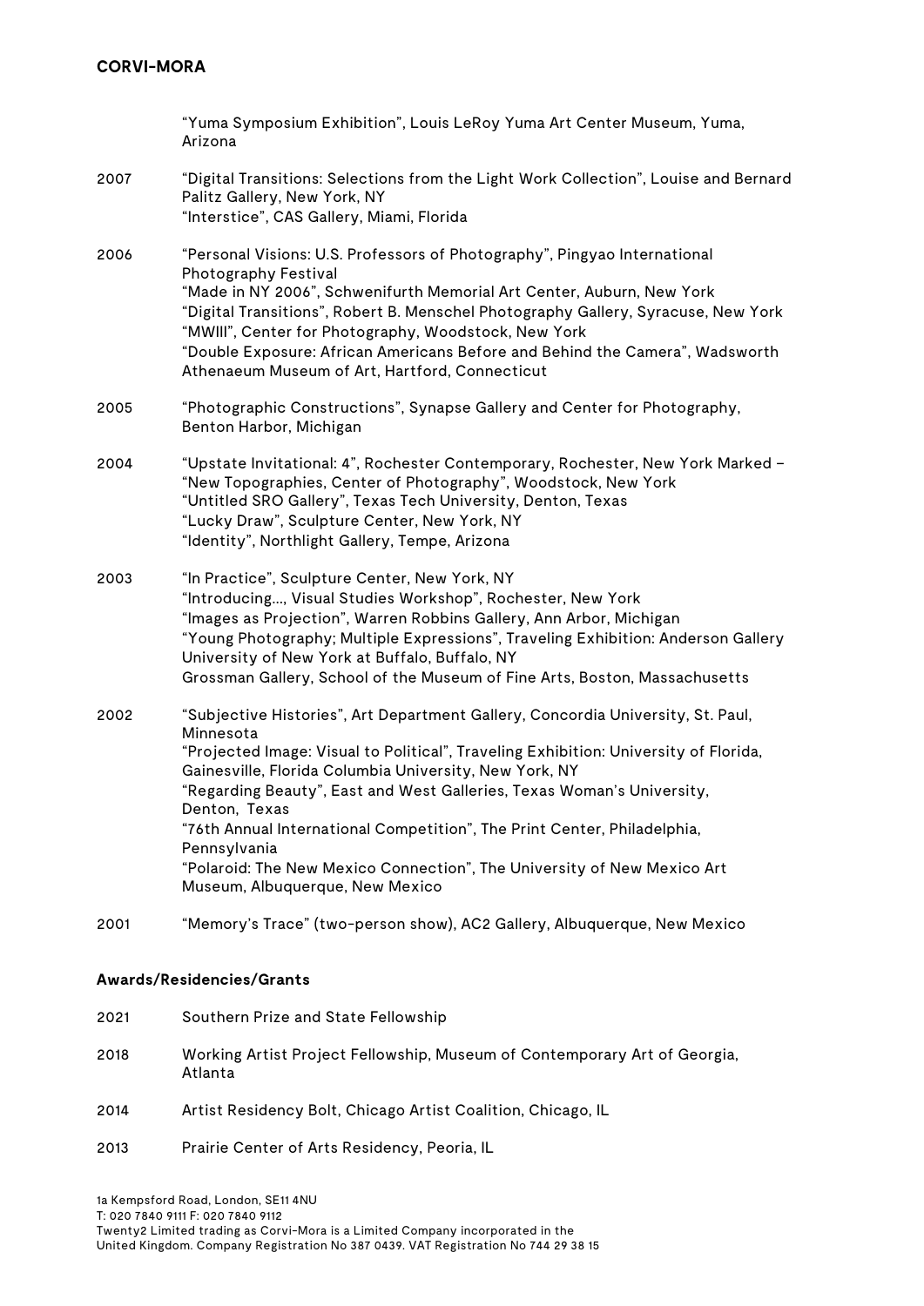| | |
|---|---|
| | "Yuma Symposium Exhibition", Louis LeRoy Yuma Art Center Museum, Yuma, Arizona |
| 2007 | "Digital Transitions: Selections from the Light Work Collection", Louise and Bernard Palitz Gallery, New York, NY |
| | "Interstice", CAS Gallery, Miami, Florida |
| 2006 | "Personal Visions: U.S. Professors of Photography", Pingyao International Photography Festival |
| | "Made in NY 2006", Schwenifurth Memorial Art Center, Auburn, New York |
| | "Digital Transitions", Robert B. Menschel Photography Gallery, Syracuse, New York |
| | "MWIII", Center for Photography, Woodstock, New York |
| | "Double Exposure: African Americans Before and Behind the Camera", Wadsworth Athenaeum Museum of Art, Hartford, Connecticut |
| 2005 | "Photographic Constructions", Synapse Gallery and Center for Photography, Benton Harbor, Michigan |
| 2004 | "Upstate Invitational: 4", Rochester Contemporary, Rochester, New York Marked – |
| | "New Topographies, Center of Photography", Woodstock, New York |
| | "Untitled SRO Gallery", Texas Tech University, Denton, Texas |
| | "Lucky Draw", Sculpture Center, New York, NY |
| | "Identity", Northlight Gallery, Tempe, Arizona |
| 2003 | "In Practice", Sculpture Center, New York, NY |
| | "Introducing..., Visual Studies Workshop", Rochester, New York |
| | "Images as Projection", Warren Robbins Gallery, Ann Arbor, Michigan |
| | "Young Photography; Multiple Expressions", Traveling Exhibition: Anderson Gallery University of New York at Buffalo, Buffalo, NY |
| | Grossman Gallery, School of the Museum of Fine Arts, Boston, Massachusetts |
| 2002 | "Subjective Histories", Art Department Gallery, Concordia University, St. Paul, Minnesota |
| | "Projected Image: Visual to Political", Traveling Exhibition: University of Florida, Gainesville, Florida Columbia University, New York, NY |
| | "Regarding Beauty", East and West Galleries, Texas Woman's University, Denton, Texas |
| | "76th Annual International Competition", The Print Center, Philadelphia, Pennsylvania |
| | "Polaroid: The New Mexico Connection", The University of New Mexico Art Museum, Albuquerque, New Mexico |
| 2001 | "Memory's Trace" (two-person show), AC2 Gallery, Albuquerque, New Mexico |

**Awards/Residencies/Grants**

| | |
|---|---|
| 2021 | Southern Prize and State Fellowship |
| 2018 | Working Artist Project Fellowship, Museum of Contemporary Art of Georgia, Atlanta |
| 2014 | Artist Residency Bolt, Chicago Artist Coalition, Chicago, IL |
| 2013 | Prairie Center of Arts Residency, Peoria, IL |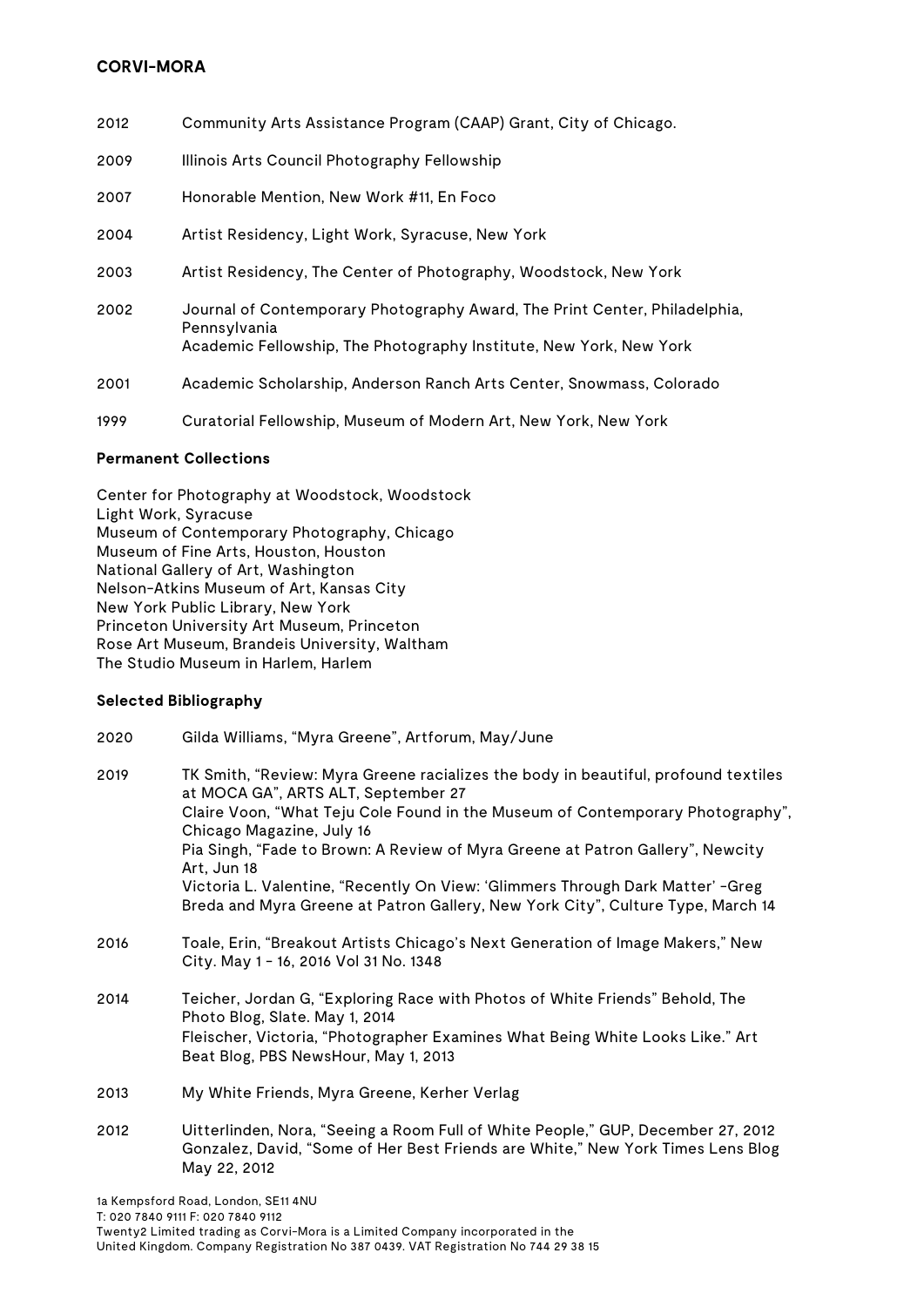| | |
|---|---|
| 2012 | Community Arts Assistance Program (CAAP) Grant, City of Chicago. |
| 2009 | Illinois Arts Council Photography Fellowship |
| 2007 | Honorable Mention, New Work #11, En Foco |
| 2004 | Artist Residency, Light Work, Syracuse, New York |
| 2003 | Artist Residency, The Center of Photography, Woodstock, New York |
| 2002 | Journal of Contemporary Photography Award, The Print Center, Philadelphia, Pennsylvania<br>Academic Fellowship, The Photography Institute, New York, New York |
| 2001 | Academic Scholarship, Anderson Ranch Arts Center, Snowmass, Colorado |
| 1999 | Curatorial Fellowship, Museum of Modern Art, New York, New York |

**Permanent Collections**

Center for Photography at Woodstock, Woodstock
Light Work, Syracuse
Museum of Contemporary Photography, Chicago
Museum of Fine Arts, Houston, Houston
National Gallery of Art, Washington
Nelson-Atkins Museum of Art, Kansas City
New York Public Library, New York
Princeton University Art Museum, Princeton
Rose Art Museum, Brandeis University, Waltham
The Studio Museum in Harlem, Harlem

**Selected Bibliography**

| | |
|---|---|
| 2020 | Gilda Williams, "Myra Greene", Artforum, May/June |
| 2019 | TK Smith, "Review: Myra Greene racializes the body in beautiful, profound textiles at MOCA GA", ARTS ALT, September 27<br>Claire Voon, "What Teju Cole Found in the Museum of Contemporary Photography", Chicago Magazine, July 16<br>Pia Singh, "Fade to Brown: A Review of Myra Greene at Patron Gallery", Newcity Art, Jun 18<br>Victoria L. Valentine, "Recently On View: 'Glimmers Through Dark Matter' -Greg Breda and Myra Greene at Patron Gallery, New York City", Culture Type, March 14 |
| 2016 | Toale, Erin, "Breakout Artists Chicago's Next Generation of Image Makers," New City. May 1 - 16, 2016 Vol 31 No. 1348 |
| 2014 | Teicher, Jordan G, "Exploring Race with Photos of White Friends" Behold, The Photo Blog, Slate. May 1, 2014<br>Fleischer, Victoria, "Photographer Examines What Being White Looks Like." Art Beat Blog, PBS NewsHour, May 1, 2013 |
| 2013 | My White Friends, Myra Greene, Kerher Verlag |
| 2012 | Uitterlinden, Nora, "Seeing a Room Full of White People," GUP, December 27, 2012<br>Gonzalez, David, "Some of Her Best Friends are White," New York Times Lens Blog May 22, 2012 |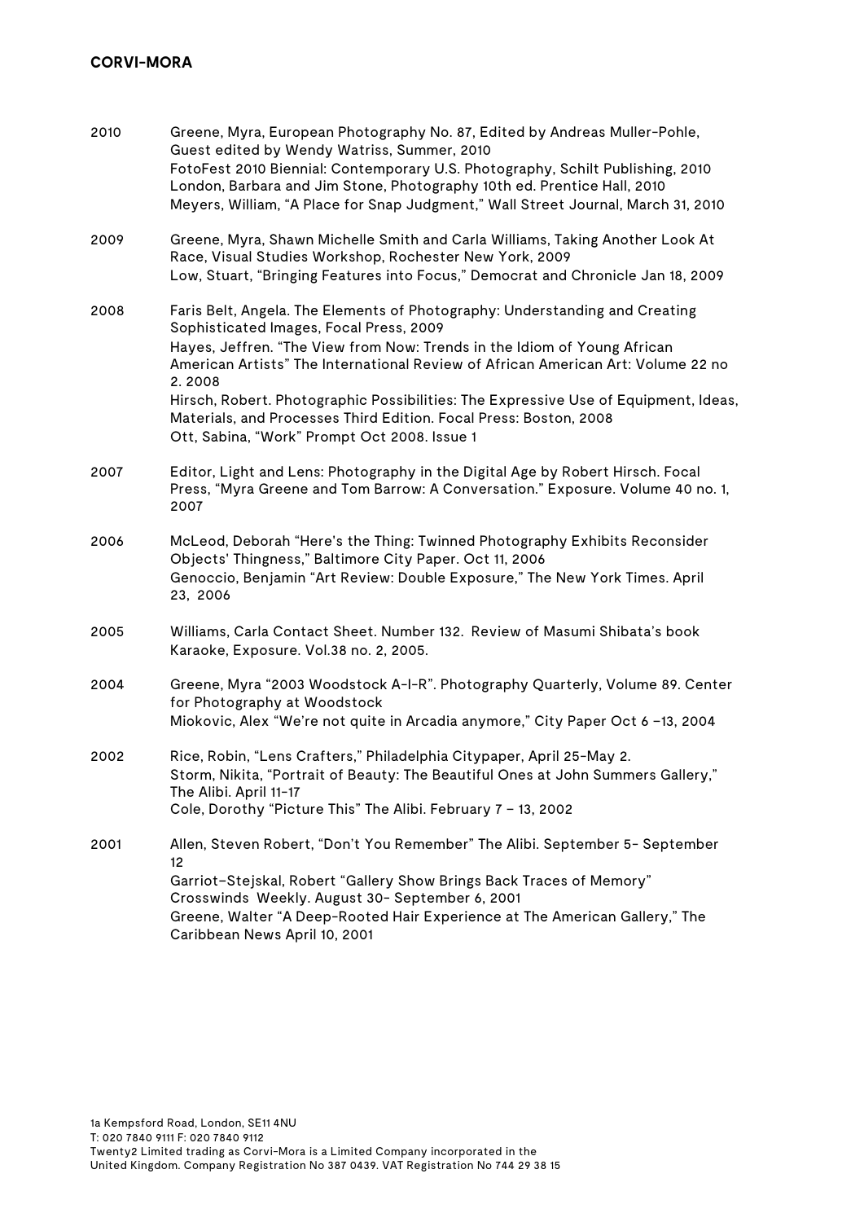2010 Greene, Myra, European Photography No. 87, Edited by Andreas Muller-Pohle, Guest edited by Wendy Watriss, Summer, 2010
FotoFest 2010 Biennial: Contemporary U.S. Photography, Schilt Publishing, 2010
London, Barbara and Jim Stone, Photography 10th ed. Prentice Hall, 2010
Meyers, William, "A Place for Snap Judgment," Wall Street Journal, March 31, 2010

2009 Greene, Myra, Shawn Michelle Smith and Carla Williams, Taking Another Look At Race, Visual Studies Workshop, Rochester New York, 2009
Low, Stuart, "Bringing Features into Focus," Democrat and Chronicle Jan 18, 2009

2008 Faris Belt, Angela. The Elements of Photography: Understanding and Creating Sophisticated Images, Focal Press, 2009
Hayes, Jeffren. "The View from Now: Trends in the Idiom of Young African American Artists" The International Review of African American Art: Volume 22 no 2. 2008
Hirsch, Robert. Photographic Possibilities: The Expressive Use of Equipment, Ideas, Materials, and Processes Third Edition. Focal Press: Boston, 2008
Ott, Sabina, "Work" Prompt Oct 2008. Issue 1

2007 Editor, Light and Lens: Photography in the Digital Age by Robert Hirsch. Focal Press, "Myra Greene and Tom Barrow: A Conversation." Exposure. Volume 40 no. 1, 2007

2006 McLeod, Deborah "Here's the Thing: Twinned Photography Exhibits Reconsider Objects' Thingness," Baltimore City Paper. Oct 11, 2006
Genoccio, Benjamin "Art Review: Double Exposure," The New York Times. April 23, 2006

2005 Williams, Carla Contact Sheet. Number 132. Review of Masumi Shibata's book Karaoke, Exposure. Vol.38 no. 2, 2005.

2004 Greene, Myra "2003 Woodstock A-I-R". Photography Quarterly, Volume 89. Center for Photography at Woodstock
Miokovic, Alex "We're not quite in Arcadia anymore," City Paper Oct 6 –13, 2004

2002 Rice, Robin, "Lens Crafters," Philadelphia Citypaper, April 25-May 2.
Storm, Nikita, "Portrait of Beauty: The Beautiful Ones at John Summers Gallery," The Alibi. April 11-17
Cole, Dorothy "Picture This" The Alibi. February 7 – 13, 2002

2001 Allen, Steven Robert, "Don't You Remember" The Alibi. September 5- September 12
Garriot-Stejskal, Robert "Gallery Show Brings Back Traces of Memory" Crosswinds Weekly. August 30- September 6, 2001
Greene, Walter "A Deep-Rooted Hair Experience at The American Gallery," The Caribbean News April 10, 2001